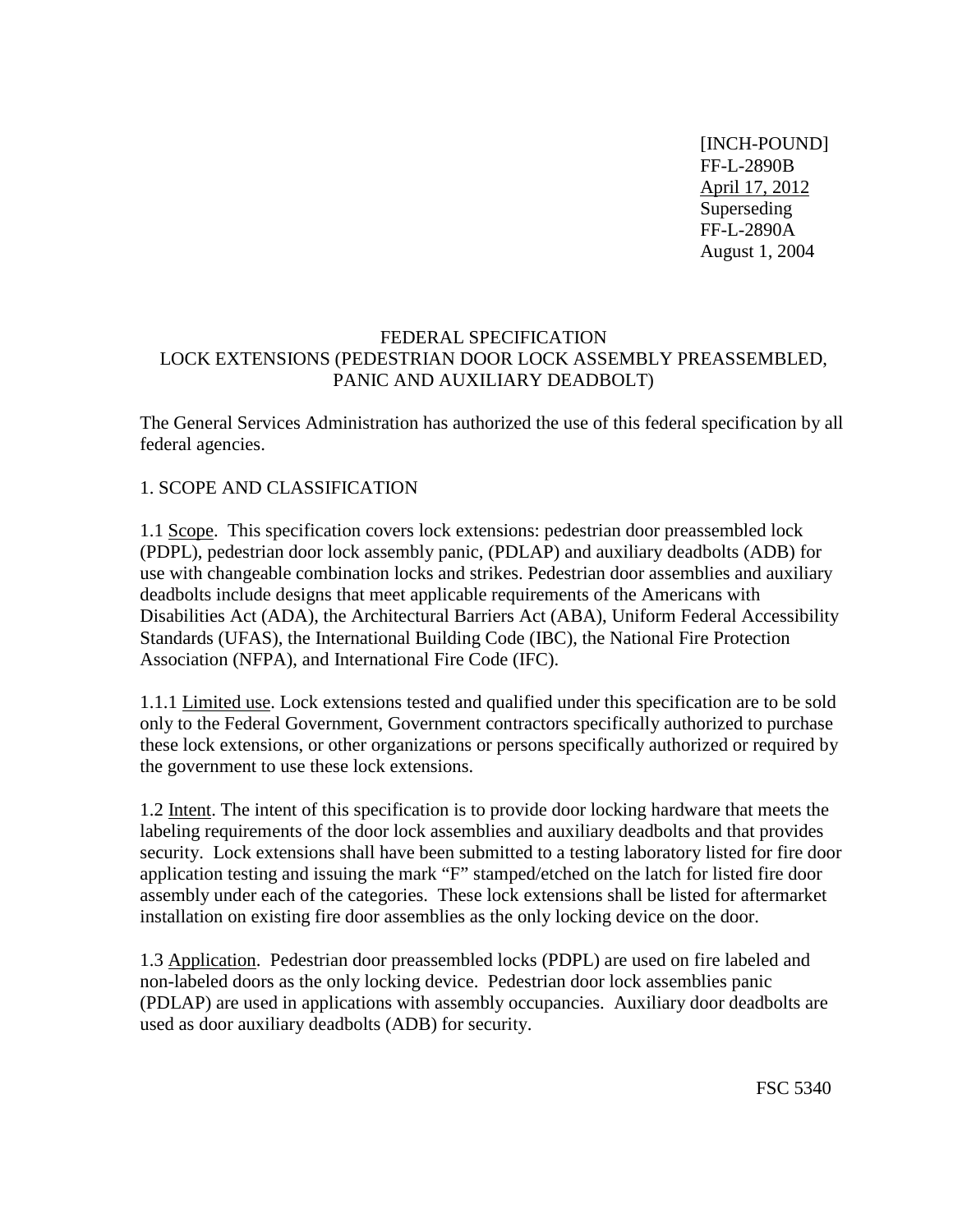[INCH-POUND]
FF-L-2890B
April 17, 2012
Superseding
FF-L-2890A
August 1, 2004

# FEDERAL SPECIFICATION
## LOCK EXTENSIONS (PEDESTRIAN DOOR LOCK ASSEMBLY PREASSEMBLED, PANIC AND AUXILIARY DEADBOLT)

The General Services Administration has authorized the use of this federal specification by all federal agencies.

## 1. SCOPE AND CLASSIFICATION

1.1 Scope. This specification covers lock extensions: pedestrian door preassembled lock (PDPL), pedestrian door lock assembly panic, (PDLAP) and auxiliary deadbolts (ADB) for use with changeable combination locks and strikes. Pedestrian door assemblies and auxiliary deadbolts include designs that meet applicable requirements of the Americans with Disabilities Act (ADA), the Architectural Barriers Act (ABA), Uniform Federal Accessibility Standards (UFAS), the International Building Code (IBC), the National Fire Protection Association (NFPA), and International Fire Code (IFC).

1.1.1 Limited use. Lock extensions tested and qualified under this specification are to be sold only to the Federal Government, Government contractors specifically authorized to purchase these lock extensions, or other organizations or persons specifically authorized or required by the government to use these lock extensions.

1.2 Intent. The intent of this specification is to provide door locking hardware that meets the labeling requirements of the door lock assemblies and auxiliary deadbolts and that provides security. Lock extensions shall have been submitted to a testing laboratory listed for fire door application testing and issuing the mark "F" stamped/etched on the latch for listed fire door assembly under each of the categories. These lock extensions shall be listed for aftermarket installation on existing fire door assemblies as the only locking device on the door.

1.3 Application. Pedestrian door preassembled locks (PDPL) are used on fire labeled and non-labeled doors as the only locking device. Pedestrian door lock assemblies panic (PDLAP) are used in applications with assembly occupancies. Auxiliary door deadbolts are used as door auxiliary deadbolts (ADB) for security.

FSC 5340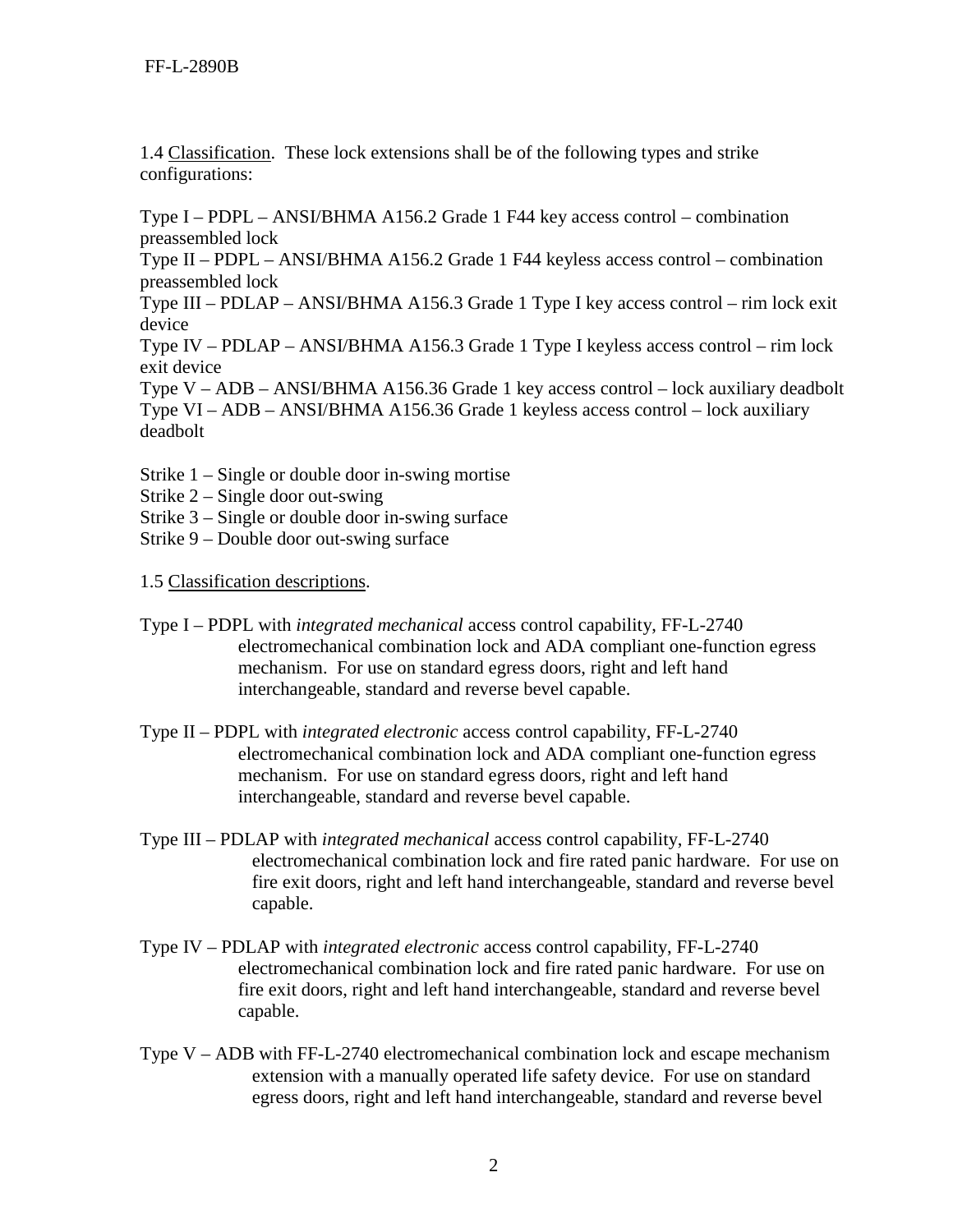1.4 <u>Classification</u>. These lock extensions shall be of the following types and strike configurations:

Type I – PDPL – ANSI/BHMA A156.2 Grade 1 F44 key access control – combination preassembled lock
Type II – PDPL – ANSI/BHMA A156.2 Grade 1 F44 keyless access control – combination preassembled lock
Type III – PDLAP – ANSI/BHMA A156.3 Grade 1 Type I key access control – rim lock exit device
Type IV – PDLAP – ANSI/BHMA A156.3 Grade 1 Type I keyless access control – rim lock exit device
Type V – ADB – ANSI/BHMA A156.36 Grade 1 key access control – lock auxiliary deadbolt
Type VI – ADB – ANSI/BHMA A156.36 Grade 1 keyless access control – lock auxiliary deadbolt

Strike 1 – Single or double door in-swing mortise
Strike 2 – Single door out-swing
Strike 3 – Single or double door in-swing surface
Strike 9 – Double door out-swing surface

1.5 <u>Classification descriptions</u>.

Type I – PDPL with *integrated mechanical* access control capability, FF-L-2740 electromechanical combination lock and ADA compliant one-function egress mechanism. For use on standard egress doors, right and left hand interchangeable, standard and reverse bevel capable.

Type II – PDPL with *integrated electronic* access control capability, FF-L-2740 electromechanical combination lock and ADA compliant one-function egress mechanism. For use on standard egress doors, right and left hand interchangeable, standard and reverse bevel capable.

Type III – PDLAP with *integrated mechanical* access control capability, FF-L-2740 electromechanical combination lock and fire rated panic hardware. For use on fire exit doors, right and left hand interchangeable, standard and reverse bevel capable.

Type IV – PDLAP with *integrated electronic* access control capability, FF-L-2740 electromechanical combination lock and fire rated panic hardware. For use on fire exit doors, right and left hand interchangeable, standard and reverse bevel capable.

Type V – ADB with FF-L-2740 electromechanical combination lock and escape mechanism extension with a manually operated life safety device. For use on standard egress doors, right and left hand interchangeable, standard and reverse bevel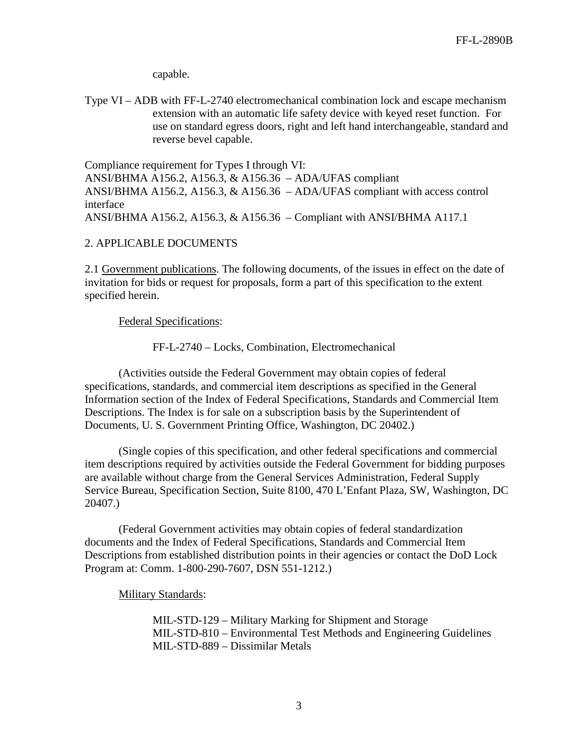capable.

Type VI – ADB with FF-L-2740 electromechanical combination lock and escape mechanism extension with an automatic life safety device with keyed reset function. For use on standard egress doors, right and left hand interchangeable, standard and reverse bevel capable.

Compliance requirement for Types I through VI:
ANSI/BHMA A156.2, A156.3, & A156.36 – ADA/UFAS compliant
ANSI/BHMA A156.2, A156.3, & A156.36 – ADA/UFAS compliant with access control interface
ANSI/BHMA A156.2, A156.3, & A156.36 – Compliant with ANSI/BHMA A117.1

## 2. APPLICABLE DOCUMENTS

2.1 Government publications. The following documents, of the issues in effect on the date of invitation for bids or request for proposals, form a part of this specification to the extent specified herein.

Federal Specifications:

FF-L-2740 – Locks, Combination, Electromechanical

(Activities outside the Federal Government may obtain copies of federal specifications, standards, and commercial item descriptions as specified in the General Information section of the Index of Federal Specifications, Standards and Commercial Item Descriptions. The Index is for sale on a subscription basis by the Superintendent of Documents, U. S. Government Printing Office, Washington, DC 20402.)

(Single copies of this specification, and other federal specifications and commercial item descriptions required by activities outside the Federal Government for bidding purposes are available without charge from the General Services Administration, Federal Supply Service Bureau, Specification Section, Suite 8100, 470 L'Enfant Plaza, SW, Washington, DC 20407.)

(Federal Government activities may obtain copies of federal standardization documents and the Index of Federal Specifications, Standards and Commercial Item Descriptions from established distribution points in their agencies or contact the DoD Lock Program at: Comm. 1-800-290-7607, DSN 551-1212.)

Military Standards:

MIL-STD-129 – Military Marking for Shipment and Storage
MIL-STD-810 – Environmental Test Methods and Engineering Guidelines
MIL-STD-889 – Dissimilar Metals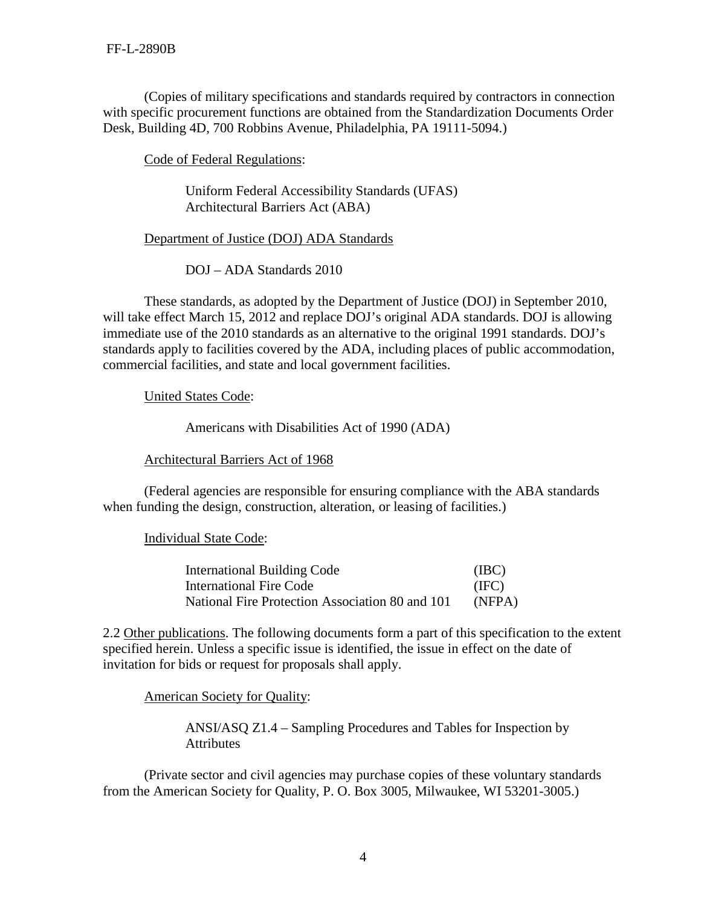(Copies of military specifications and standards required by contractors in connection with specific procurement functions are obtained from the Standardization Documents Order Desk, Building 4D, 700 Robbins Avenue, Philadelphia, PA 19111-5094.)

Code of Federal Regulations:

Uniform Federal Accessibility Standards (UFAS)
Architectural Barriers Act (ABA)

Department of Justice (DOJ) ADA Standards

DOJ – ADA Standards 2010

These standards, as adopted by the Department of Justice (DOJ) in September 2010, will take effect March 15, 2012 and replace DOJ's original ADA standards. DOJ is allowing immediate use of the 2010 standards as an alternative to the original 1991 standards. DOJ's standards apply to facilities covered by the ADA, including places of public accommodation, commercial facilities, and state and local government facilities.

United States Code:

Americans with Disabilities Act of 1990 (ADA)

Architectural Barriers Act of 1968

(Federal agencies are responsible for ensuring compliance with the ABA standards when funding the design, construction, alteration, or leasing of facilities.)

Individual State Code:

| | |
|---|---|
| International Building Code | (IBC) |
| International Fire Code | (IFC) |
| National Fire Protection Association 80 and 101 | (NFPA) |

2.2 Other publications. The following documents form a part of this specification to the extent specified herein. Unless a specific issue is identified, the issue in effect on the date of invitation for bids or request for proposals shall apply.

American Society for Quality:

ANSI/ASQ Z1.4 – Sampling Procedures and Tables for Inspection by Attributes

(Private sector and civil agencies may purchase copies of these voluntary standards from the American Society for Quality, P. O. Box 3005, Milwaukee, WI 53201-3005.)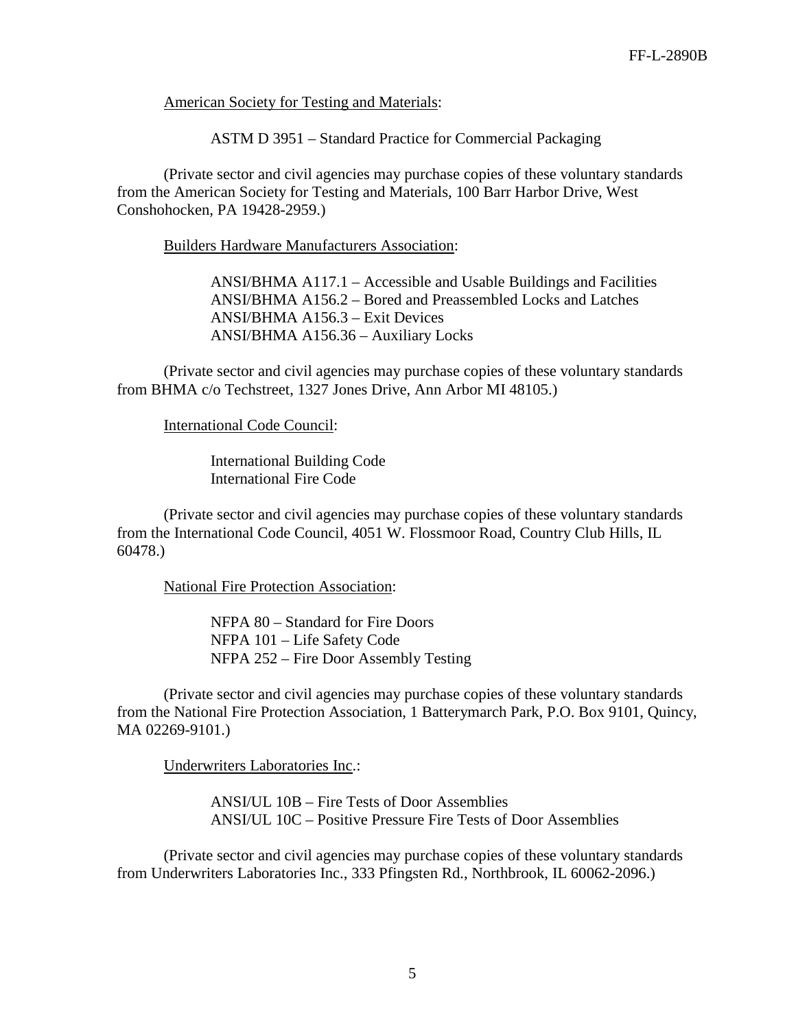<u>American Society for Testing and Materials</u>:

ASTM D 3951 – Standard Practice for Commercial Packaging

(Private sector and civil agencies may purchase copies of these voluntary standards from the American Society for Testing and Materials, 100 Barr Harbor Drive, West Conshohocken, PA 19428-2959.)

<u>Builders Hardware Manufacturers Association</u>:

ANSI/BHMA A117.1 – Accessible and Usable Buildings and Facilities
ANSI/BHMA A156.2 – Bored and Preassembled Locks and Latches
ANSI/BHMA A156.3 – Exit Devices
ANSI/BHMA A156.36 – Auxiliary Locks

(Private sector and civil agencies may purchase copies of these voluntary standards from BHMA c/o Techstreet, 1327 Jones Drive, Ann Arbor MI 48105.)

<u>International Code Council</u>:

International Building Code
International Fire Code

(Private sector and civil agencies may purchase copies of these voluntary standards from the International Code Council, 4051 W. Flossmoor Road, Country Club Hills, IL 60478.)

<u>National Fire Protection Association</u>:

NFPA 80 – Standard for Fire Doors
NFPA 101 – Life Safety Code
NFPA 252 – Fire Door Assembly Testing

(Private sector and civil agencies may purchase copies of these voluntary standards from the National Fire Protection Association, 1 Batterymarch Park, P.O. Box 9101, Quincy, MA 02269-9101.)

<u>Underwriters Laboratories Inc</u>.:

ANSI/UL 10B – Fire Tests of Door Assemblies
ANSI/UL 10C – Positive Pressure Fire Tests of Door Assemblies

(Private sector and civil agencies may purchase copies of these voluntary standards from Underwriters Laboratories Inc., 333 Pfingsten Rd., Northbrook, IL 60062-2096.)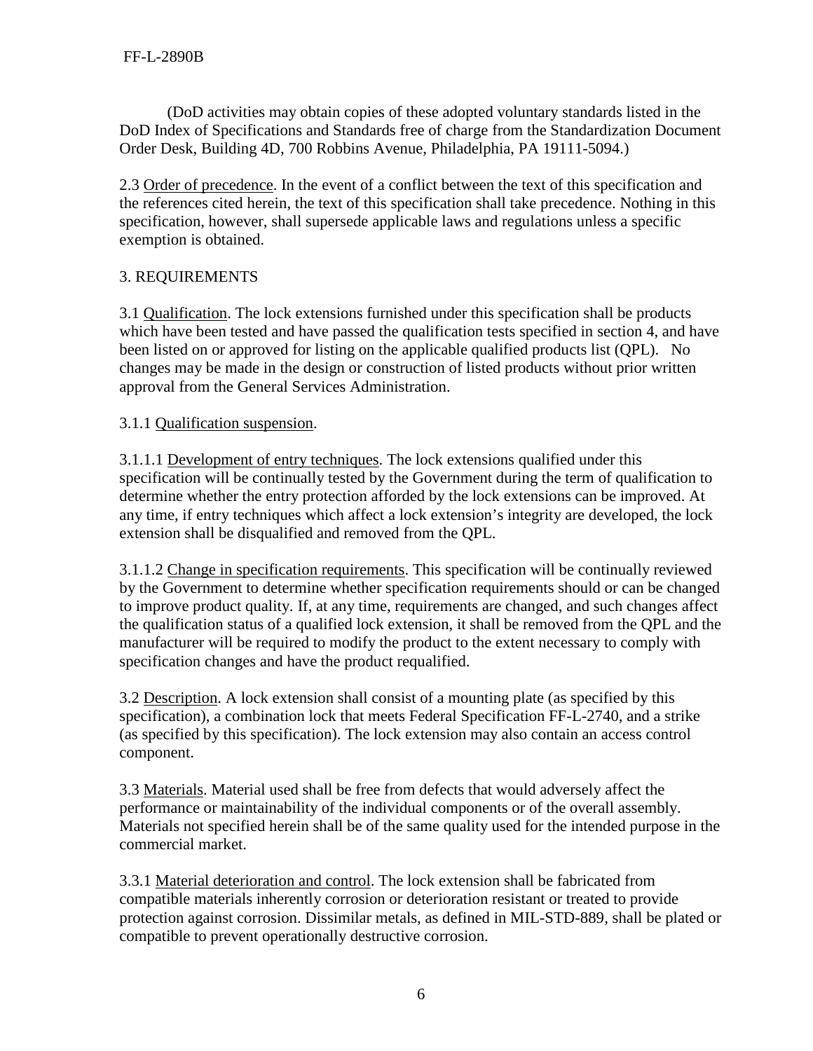(DoD activities may obtain copies of these adopted voluntary standards listed in the DoD Index of Specifications and Standards free of charge from the Standardization Document Order Desk, Building 4D, 700 Robbins Avenue, Philadelphia, PA 19111-5094.)

2.3 Order of precedence. In the event of a conflict between the text of this specification and the references cited herein, the text of this specification shall take precedence. Nothing in this specification, however, shall supersede applicable laws and regulations unless a specific exemption is obtained.

## 3. REQUIREMENTS

3.1 Qualification. The lock extensions furnished under this specification shall be products which have been tested and have passed the qualification tests specified in section 4, and have been listed on or approved for listing on the applicable qualified products list (QPL). No changes may be made in the design or construction of listed products without prior written approval from the General Services Administration.

3.1.1 Qualification suspension.

3.1.1.1 Development of entry techniques. The lock extensions qualified under this specification will be continually tested by the Government during the term of qualification to determine whether the entry protection afforded by the lock extensions can be improved. At any time, if entry techniques which affect a lock extension's integrity are developed, the lock extension shall be disqualified and removed from the QPL.

3.1.1.2 Change in specification requirements. This specification will be continually reviewed by the Government to determine whether specification requirements should or can be changed to improve product quality. If, at any time, requirements are changed, and such changes affect the qualification status of a qualified lock extension, it shall be removed from the QPL and the manufacturer will be required to modify the product to the extent necessary to comply with specification changes and have the product requalified.

3.2 Description. A lock extension shall consist of a mounting plate (as specified by this specification), a combination lock that meets Federal Specification FF-L-2740, and a strike (as specified by this specification). The lock extension may also contain an access control component.

3.3 Materials. Material used shall be free from defects that would adversely affect the performance or maintainability of the individual components or of the overall assembly. Materials not specified herein shall be of the same quality used for the intended purpose in the commercial market.

3.3.1 Material deterioration and control. The lock extension shall be fabricated from compatible materials inherently corrosion or deterioration resistant or treated to provide protection against corrosion. Dissimilar metals, as defined in MIL-STD-889, shall be plated or compatible to prevent operationally destructive corrosion.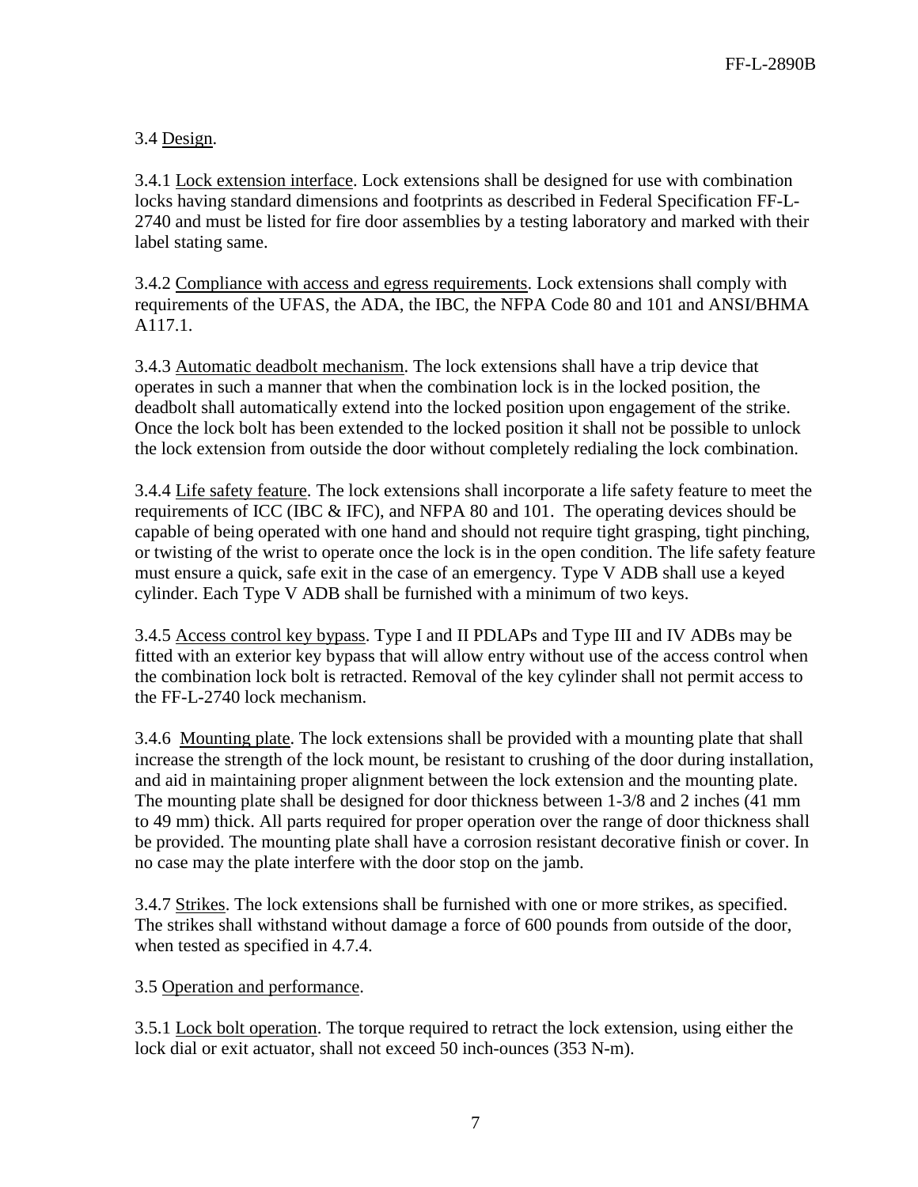3.4 Design.

3.4.1 Lock extension interface. Lock extensions shall be designed for use with combination locks having standard dimensions and footprints as described in Federal Specification FF-L-2740 and must be listed for fire door assemblies by a testing laboratory and marked with their label stating same.

3.4.2 Compliance with access and egress requirements. Lock extensions shall comply with requirements of the UFAS, the ADA, the IBC, the NFPA Code 80 and 101 and ANSI/BHMA A117.1.

3.4.3 Automatic deadbolt mechanism. The lock extensions shall have a trip device that operates in such a manner that when the combination lock is in the locked position, the deadbolt shall automatically extend into the locked position upon engagement of the strike. Once the lock bolt has been extended to the locked position it shall not be possible to unlock the lock extension from outside the door without completely redialing the lock combination.

3.4.4 Life safety feature. The lock extensions shall incorporate a life safety feature to meet the requirements of ICC (IBC & IFC), and NFPA 80 and 101. The operating devices should be capable of being operated with one hand and should not require tight grasping, tight pinching, or twisting of the wrist to operate once the lock is in the open condition. The life safety feature must ensure a quick, safe exit in the case of an emergency. Type V ADB shall use a keyed cylinder. Each Type V ADB shall be furnished with a minimum of two keys.

3.4.5 Access control key bypass. Type I and II PDLAPs and Type III and IV ADBs may be fitted with an exterior key bypass that will allow entry without use of the access control when the combination lock bolt is retracted. Removal of the key cylinder shall not permit access to the FF-L-2740 lock mechanism.

3.4.6 Mounting plate. The lock extensions shall be provided with a mounting plate that shall increase the strength of the lock mount, be resistant to crushing of the door during installation, and aid in maintaining proper alignment between the lock extension and the mounting plate. The mounting plate shall be designed for door thickness between 1-3/8 and 2 inches (41 mm to 49 mm) thick. All parts required for proper operation over the range of door thickness shall be provided. The mounting plate shall have a corrosion resistant decorative finish or cover. In no case may the plate interfere with the door stop on the jamb.

3.4.7 Strikes. The lock extensions shall be furnished with one or more strikes, as specified. The strikes shall withstand without damage a force of 600 pounds from outside of the door, when tested as specified in 4.7.4.

3.5 Operation and performance.

3.5.1 Lock bolt operation. The torque required to retract the lock extension, using either the lock dial or exit actuator, shall not exceed 50 inch-ounces (353 N-m).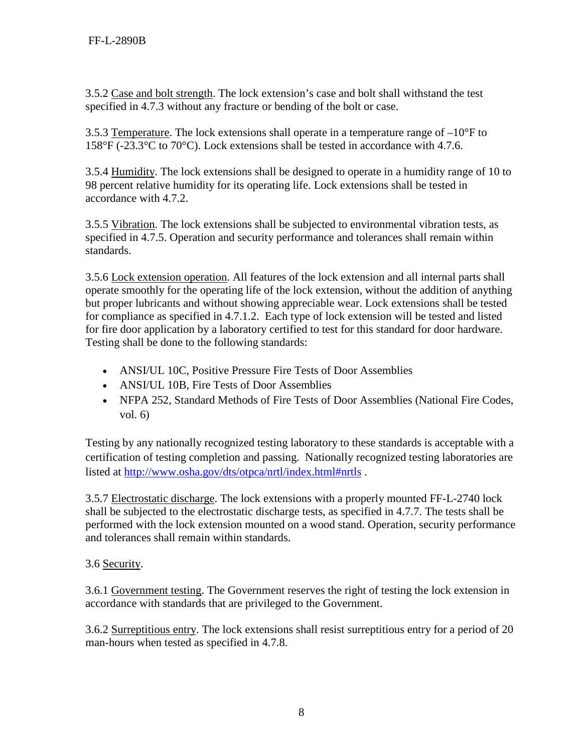3.5.2 Case and bolt strength. The lock extension's case and bolt shall withstand the test specified in 4.7.3 without any fracture or bending of the bolt or case.

3.5.3 Temperature. The lock extensions shall operate in a temperature range of –10°F to 158°F (-23.3°C to 70°C). Lock extensions shall be tested in accordance with 4.7.6.

3.5.4 Humidity. The lock extensions shall be designed to operate in a humidity range of 10 to 98 percent relative humidity for its operating life. Lock extensions shall be tested in accordance with 4.7.2.

3.5.5 Vibration. The lock extensions shall be subjected to environmental vibration tests, as specified in 4.7.5. Operation and security performance and tolerances shall remain within standards.

3.5.6 Lock extension operation. All features of the lock extension and all internal parts shall operate smoothly for the operating life of the lock extension, without the addition of anything but proper lubricants and without showing appreciable wear. Lock extensions shall be tested for compliance as specified in 4.7.1.2. Each type of lock extension will be tested and listed for fire door application by a laboratory certified to test for this standard for door hardware. Testing shall be done to the following standards:

- ANSI/UL 10C, Positive Pressure Fire Tests of Door Assemblies
- ANSI/UL 10B, Fire Tests of Door Assemblies
- NFPA 252, Standard Methods of Fire Tests of Door Assemblies (National Fire Codes, vol. 6)

Testing by any nationally recognized testing laboratory to these standards is acceptable with a certification of testing completion and passing. Nationally recognized testing laboratories are listed at http://www.osha.gov/dts/otpca/nrtl/index.html#nrtls .

3.5.7 Electrostatic discharge. The lock extensions with a properly mounted FF-L-2740 lock shall be subjected to the electrostatic discharge tests, as specified in 4.7.7. The tests shall be performed with the lock extension mounted on a wood stand. Operation, security performance and tolerances shall remain within standards.

3.6 Security.

3.6.1 Government testing. The Government reserves the right of testing the lock extension in accordance with standards that are privileged to the Government.

3.6.2 Surreptitious entry. The lock extensions shall resist surreptitious entry for a period of 20 man-hours when tested as specified in 4.7.8.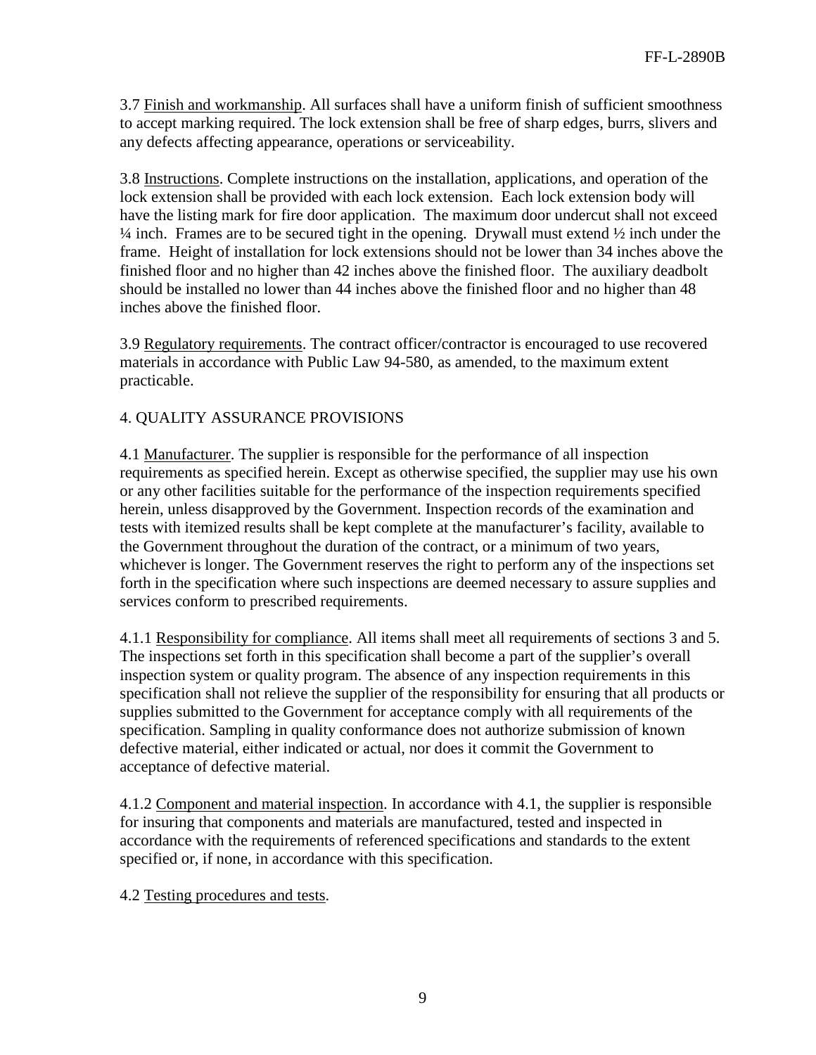3.7 Finish and workmanship. All surfaces shall have a uniform finish of sufficient smoothness to accept marking required. The lock extension shall be free of sharp edges, burrs, slivers and any defects affecting appearance, operations or serviceability.

3.8 Instructions. Complete instructions on the installation, applications, and operation of the lock extension shall be provided with each lock extension. Each lock extension body will have the listing mark for fire door application. The maximum door undercut shall not exceed ¼ inch. Frames are to be secured tight in the opening. Drywall must extend ½ inch under the frame. Height of installation for lock extensions should not be lower than 34 inches above the finished floor and no higher than 42 inches above the finished floor. The auxiliary deadbolt should be installed no lower than 44 inches above the finished floor and no higher than 48 inches above the finished floor.

3.9 Regulatory requirements. The contract officer/contractor is encouraged to use recovered materials in accordance with Public Law 94-580, as amended, to the maximum extent practicable.

## 4. QUALITY ASSURANCE PROVISIONS

4.1 Manufacturer. The supplier is responsible for the performance of all inspection requirements as specified herein. Except as otherwise specified, the supplier may use his own or any other facilities suitable for the performance of the inspection requirements specified herein, unless disapproved by the Government. Inspection records of the examination and tests with itemized results shall be kept complete at the manufacturer's facility, available to the Government throughout the duration of the contract, or a minimum of two years, whichever is longer. The Government reserves the right to perform any of the inspections set forth in the specification where such inspections are deemed necessary to assure supplies and services conform to prescribed requirements.

4.1.1 Responsibility for compliance. All items shall meet all requirements of sections 3 and 5. The inspections set forth in this specification shall become a part of the supplier's overall inspection system or quality program. The absence of any inspection requirements in this specification shall not relieve the supplier of the responsibility for ensuring that all products or supplies submitted to the Government for acceptance comply with all requirements of the specification. Sampling in quality conformance does not authorize submission of known defective material, either indicated or actual, nor does it commit the Government to acceptance of defective material.

4.1.2 Component and material inspection. In accordance with 4.1, the supplier is responsible for insuring that components and materials are manufactured, tested and inspected in accordance with the requirements of referenced specifications and standards to the extent specified or, if none, in accordance with this specification.

4.2 Testing procedures and tests.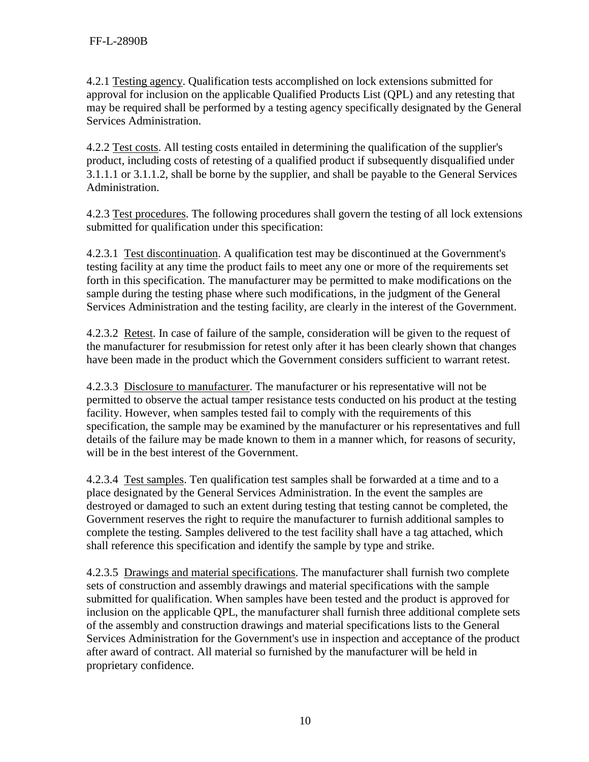4.2.1 Testing agency. Qualification tests accomplished on lock extensions submitted for approval for inclusion on the applicable Qualified Products List (QPL) and any retesting that may be required shall be performed by a testing agency specifically designated by the General Services Administration.

4.2.2 Test costs. All testing costs entailed in determining the qualification of the supplier's product, including costs of retesting of a qualified product if subsequently disqualified under 3.1.1.1 or 3.1.1.2, shall be borne by the supplier, and shall be payable to the General Services Administration.

4.2.3 Test procedures. The following procedures shall govern the testing of all lock extensions submitted for qualification under this specification:

4.2.3.1 Test discontinuation. A qualification test may be discontinued at the Government's testing facility at any time the product fails to meet any one or more of the requirements set forth in this specification. The manufacturer may be permitted to make modifications on the sample during the testing phase where such modifications, in the judgment of the General Services Administration and the testing facility, are clearly in the interest of the Government.

4.2.3.2 Retest. In case of failure of the sample, consideration will be given to the request of the manufacturer for resubmission for retest only after it has been clearly shown that changes have been made in the product which the Government considers sufficient to warrant retest.

4.2.3.3 Disclosure to manufacturer. The manufacturer or his representative will not be permitted to observe the actual tamper resistance tests conducted on his product at the testing facility. However, when samples tested fail to comply with the requirements of this specification, the sample may be examined by the manufacturer or his representatives and full details of the failure may be made known to them in a manner which, for reasons of security, will be in the best interest of the Government.

4.2.3.4 Test samples. Ten qualification test samples shall be forwarded at a time and to a place designated by the General Services Administration. In the event the samples are destroyed or damaged to such an extent during testing that testing cannot be completed, the Government reserves the right to require the manufacturer to furnish additional samples to complete the testing. Samples delivered to the test facility shall have a tag attached, which shall reference this specification and identify the sample by type and strike.

4.2.3.5 Drawings and material specifications. The manufacturer shall furnish two complete sets of construction and assembly drawings and material specifications with the sample submitted for qualification. When samples have been tested and the product is approved for inclusion on the applicable QPL, the manufacturer shall furnish three additional complete sets of the assembly and construction drawings and material specifications lists to the General Services Administration for the Government's use in inspection and acceptance of the product after award of contract. All material so furnished by the manufacturer will be held in proprietary confidence.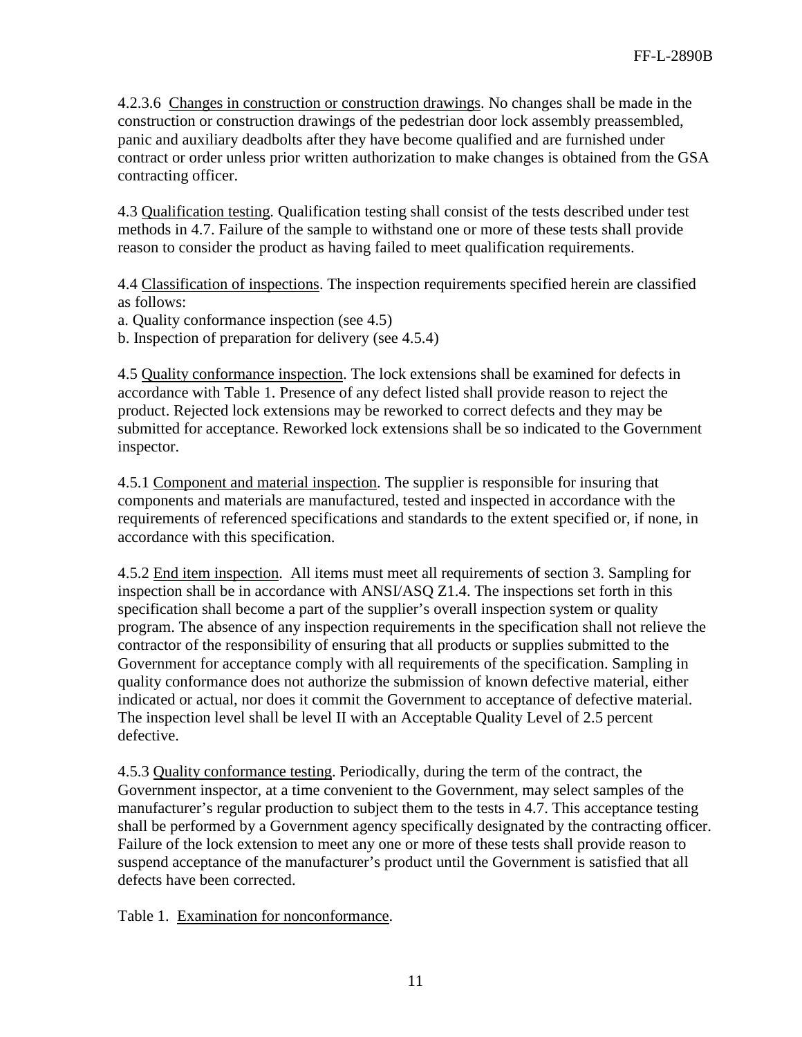4.2.3.6 Changes in construction or construction drawings. No changes shall be made in the construction or construction drawings of the pedestrian door lock assembly preassembled, panic and auxiliary deadbolts after they have become qualified and are furnished under contract or order unless prior written authorization to make changes is obtained from the GSA contracting officer.

4.3 Qualification testing. Qualification testing shall consist of the tests described under test methods in 4.7. Failure of the sample to withstand one or more of these tests shall provide reason to consider the product as having failed to meet qualification requirements.

4.4 Classification of inspections. The inspection requirements specified herein are classified as follows:

a. Quality conformance inspection (see 4.5)
b. Inspection of preparation for delivery (see 4.5.4)

4.5 Quality conformance inspection. The lock extensions shall be examined for defects in accordance with Table 1. Presence of any defect listed shall provide reason to reject the product. Rejected lock extensions may be reworked to correct defects and they may be submitted for acceptance. Reworked lock extensions shall be so indicated to the Government inspector.

4.5.1 Component and material inspection. The supplier is responsible for insuring that components and materials are manufactured, tested and inspected in accordance with the requirements of referenced specifications and standards to the extent specified or, if none, in accordance with this specification.

4.5.2 End item inspection. All items must meet all requirements of section 3. Sampling for inspection shall be in accordance with ANSI/ASQ Z1.4. The inspections set forth in this specification shall become a part of the supplier's overall inspection system or quality program. The absence of any inspection requirements in the specification shall not relieve the contractor of the responsibility of ensuring that all products or supplies submitted to the Government for acceptance comply with all requirements of the specification. Sampling in quality conformance does not authorize the submission of known defective material, either indicated or actual, nor does it commit the Government to acceptance of defective material. The inspection level shall be level II with an Acceptable Quality Level of 2.5 percent defective.

4.5.3 Quality conformance testing. Periodically, during the term of the contract, the Government inspector, at a time convenient to the Government, may select samples of the manufacturer's regular production to subject them to the tests in 4.7. This acceptance testing shall be performed by a Government agency specifically designated by the contracting officer. Failure of the lock extension to meet any one or more of these tests shall provide reason to suspend acceptance of the manufacturer's product until the Government is satisfied that all defects have been corrected.

Table 1. Examination for nonconformance.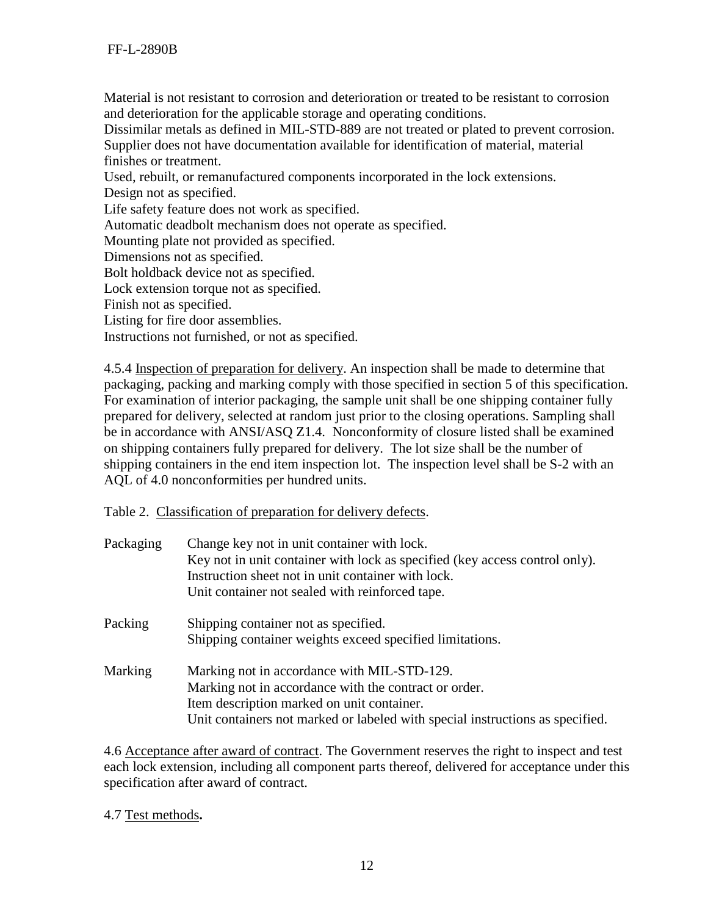Material is not resistant to corrosion and deterioration or treated to be resistant to corrosion and deterioration for the applicable storage and operating conditions.
Dissimilar metals as defined in MIL-STD-889 are not treated or plated to prevent corrosion.
Supplier does not have documentation available for identification of material, material finishes or treatment.
Used, rebuilt, or remanufactured components incorporated in the lock extensions.
Design not as specified.
Life safety feature does not work as specified.
Automatic deadbolt mechanism does not operate as specified.
Mounting plate not provided as specified.
Dimensions not as specified.
Bolt holdback device not as specified.
Lock extension torque not as specified.
Finish not as specified.
Listing for fire door assemblies.
Instructions not furnished, or not as specified.

4.5.4 Inspection of preparation for delivery. An inspection shall be made to determine that packaging, packing and marking comply with those specified in section 5 of this specification. For examination of interior packaging, the sample unit shall be one shipping container fully prepared for delivery, selected at random just prior to the closing operations. Sampling shall be in accordance with ANSI/ASQ Z1.4. Nonconformity of closure listed shall be examined on shipping containers fully prepared for delivery. The lot size shall be the number of shipping containers in the end item inspection lot. The inspection level shall be S-2 with an AQL of 4.0 nonconformities per hundred units.

Table 2. Classification of preparation for delivery defects.

| | |
|---|---|
| Packaging | Change key not in unit container with lock.<br>Key not in unit container with lock as specified (key access control only).<br>Instruction sheet not in unit container with lock.<br>Unit container not sealed with reinforced tape. |
| Packing | Shipping container not as specified.<br>Shipping container weights exceed specified limitations. |
| Marking | Marking not in accordance with MIL-STD-129.<br>Marking not in accordance with the contract or order.<br>Item description marked on unit container.<br>Unit containers not marked or labeled with special instructions as specified. |

4.6 Acceptance after award of contract. The Government reserves the right to inspect and test each lock extension, including all component parts thereof, delivered for acceptance under this specification after award of contract.

4.7 Test methods**.**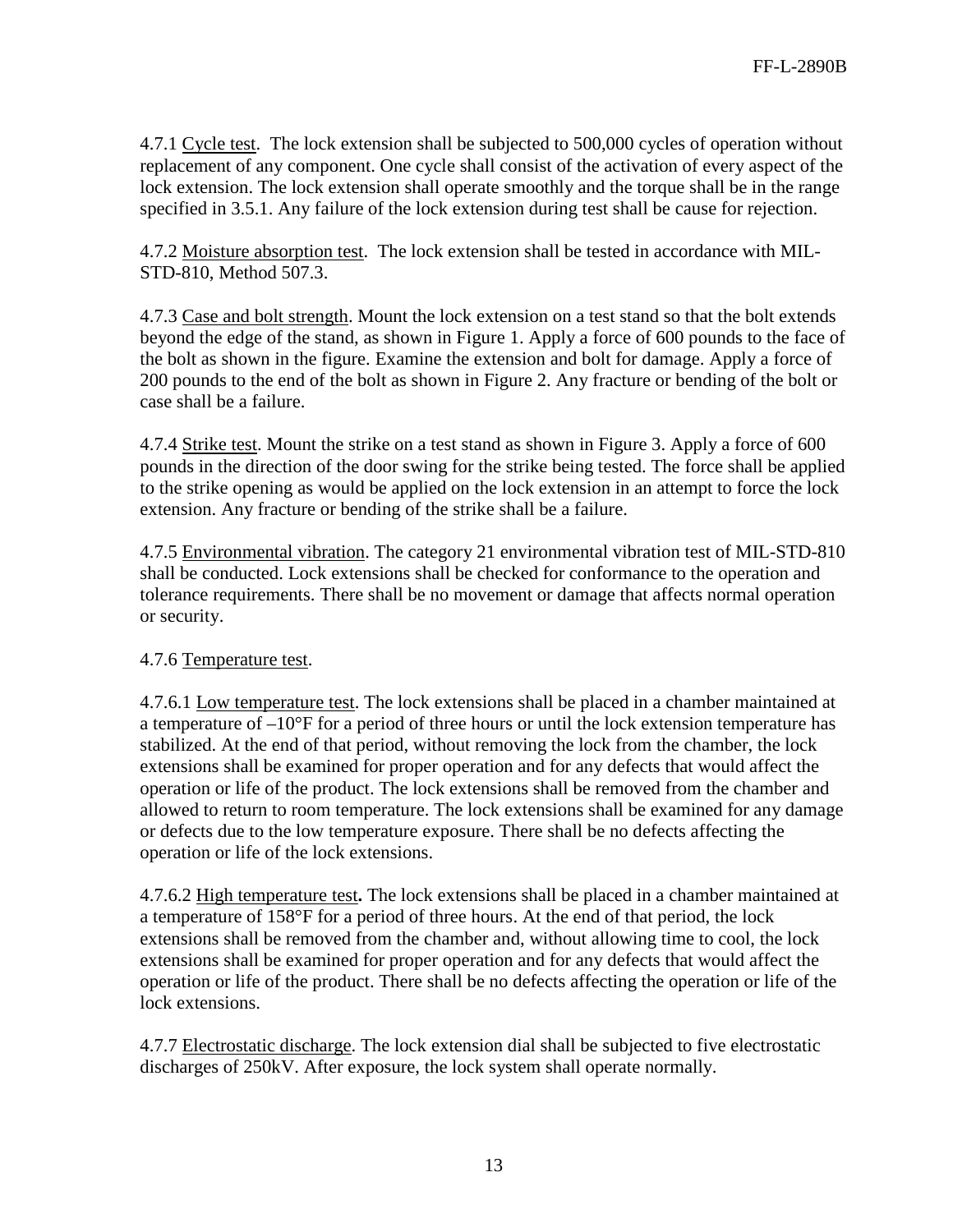4.7.1 Cycle test. The lock extension shall be subjected to 500,000 cycles of operation without replacement of any component. One cycle shall consist of the activation of every aspect of the lock extension. The lock extension shall operate smoothly and the torque shall be in the range specified in 3.5.1. Any failure of the lock extension during test shall be cause for rejection.

4.7.2 Moisture absorption test. The lock extension shall be tested in accordance with MIL-STD-810, Method 507.3.

4.7.3 Case and bolt strength. Mount the lock extension on a test stand so that the bolt extends beyond the edge of the stand, as shown in Figure 1. Apply a force of 600 pounds to the face of the bolt as shown in the figure. Examine the extension and bolt for damage. Apply a force of 200 pounds to the end of the bolt as shown in Figure 2. Any fracture or bending of the bolt or case shall be a failure.

4.7.4 Strike test. Mount the strike on a test stand as shown in Figure 3. Apply a force of 600 pounds in the direction of the door swing for the strike being tested. The force shall be applied to the strike opening as would be applied on the lock extension in an attempt to force the lock extension. Any fracture or bending of the strike shall be a failure.

4.7.5 Environmental vibration. The category 21 environmental vibration test of MIL-STD-810 shall be conducted. Lock extensions shall be checked for conformance to the operation and tolerance requirements. There shall be no movement or damage that affects normal operation or security.

4.7.6 Temperature test.

4.7.6.1 Low temperature test. The lock extensions shall be placed in a chamber maintained at a temperature of –10°F for a period of three hours or until the lock extension temperature has stabilized. At the end of that period, without removing the lock from the chamber, the lock extensions shall be examined for proper operation and for any defects that would affect the operation or life of the product. The lock extensions shall be removed from the chamber and allowed to return to room temperature. The lock extensions shall be examined for any damage or defects due to the low temperature exposure. There shall be no defects affecting the operation or life of the lock extensions.

4.7.6.2 High temperature test**.** The lock extensions shall be placed in a chamber maintained at a temperature of 158°F for a period of three hours. At the end of that period, the lock extensions shall be removed from the chamber and, without allowing time to cool, the lock extensions shall be examined for proper operation and for any defects that would affect the operation or life of the product. There shall be no defects affecting the operation or life of the lock extensions.

4.7.7 Electrostatic discharge. The lock extension dial shall be subjected to five electrostatic discharges of 250kV. After exposure, the lock system shall operate normally.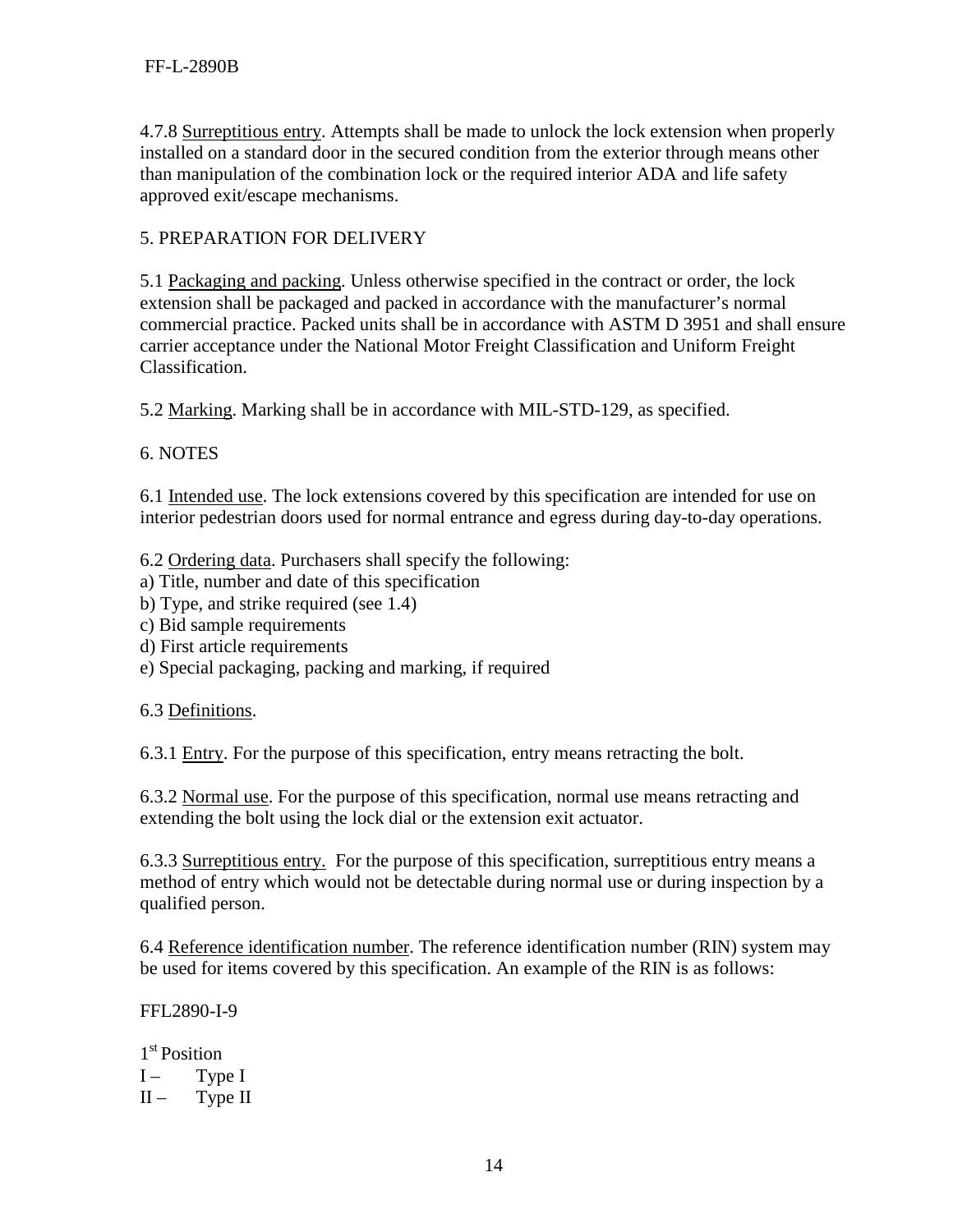4.7.8 Surreptitious entry. Attempts shall be made to unlock the lock extension when properly installed on a standard door in the secured condition from the exterior through means other than manipulation of the combination lock or the required interior ADA and life safety approved exit/escape mechanisms.

## 5. PREPARATION FOR DELIVERY

5.1 Packaging and packing. Unless otherwise specified in the contract or order, the lock extension shall be packaged and packed in accordance with the manufacturer's normal commercial practice. Packed units shall be in accordance with ASTM D 3951 and shall ensure carrier acceptance under the National Motor Freight Classification and Uniform Freight Classification.

5.2 Marking. Marking shall be in accordance with MIL-STD-129, as specified.

## 6. NOTES

6.1 Intended use. The lock extensions covered by this specification are intended for use on interior pedestrian doors used for normal entrance and egress during day-to-day operations.

6.2 Ordering data. Purchasers shall specify the following:
a) Title, number and date of this specification
b) Type, and strike required (see 1.4)
c) Bid sample requirements
d) First article requirements
e) Special packaging, packing and marking, if required

6.3 Definitions.

6.3.1 Entry. For the purpose of this specification, entry means retracting the bolt.

6.3.2 Normal use. For the purpose of this specification, normal use means retracting and extending the bolt using the lock dial or the extension exit actuator.

6.3.3 Surreptitious entry. For the purpose of this specification, surreptitious entry means a method of entry which would not be detectable during normal use or during inspection by a qualified person.

6.4 Reference identification number. The reference identification number (RIN) system may be used for items covered by this specification. An example of the RIN is as follows:

FFL2890-I-9

1st Position
I – Type I
II – Type II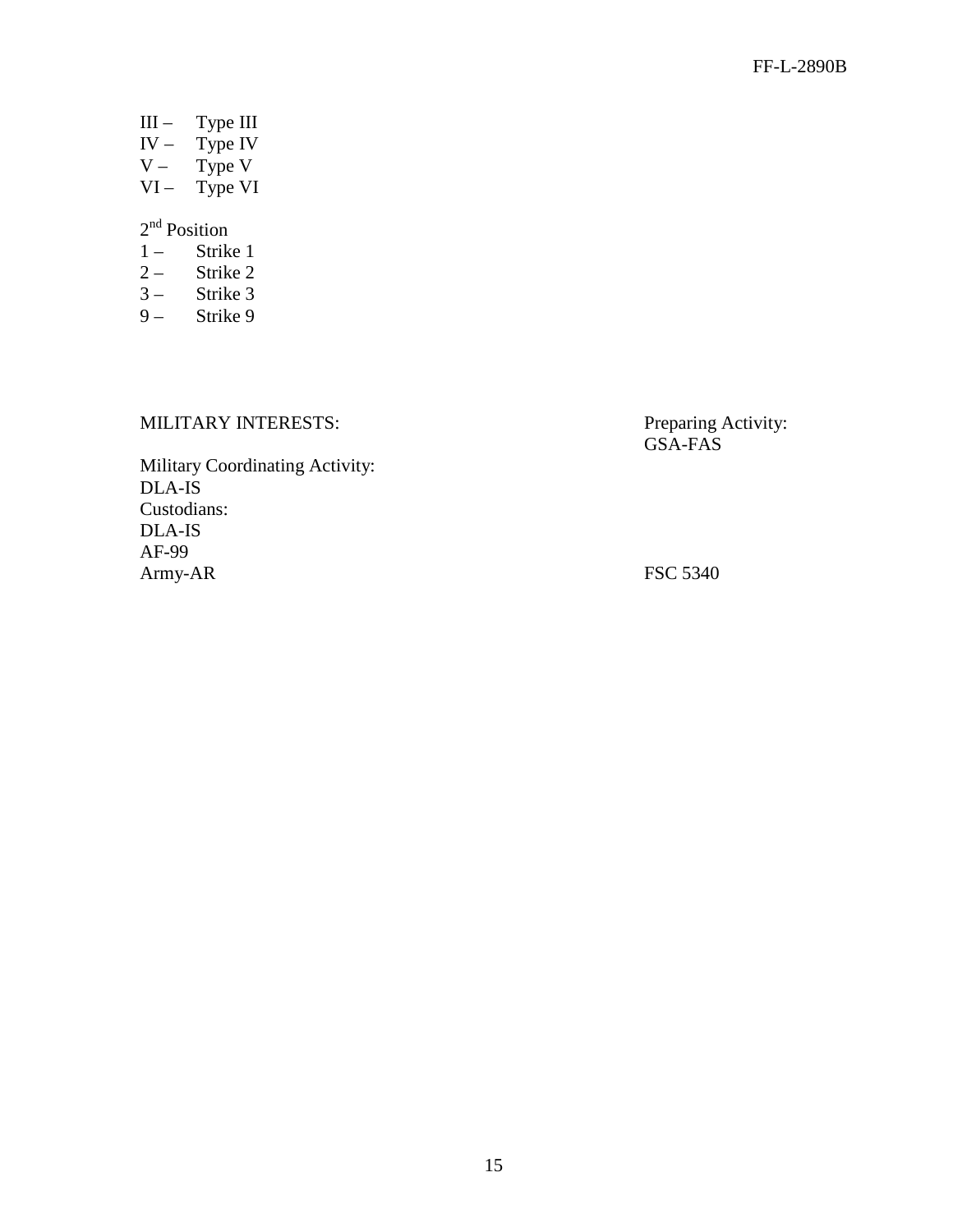III – Type III
IV – Type IV
V – Type V
VI – Type VI

2nd Position
1 – Strike 1
2 – Strike 2
3 – Strike 3
9 – Strike 9

MILITARY INTERESTS:

Military Coordinating Activity:
DLA-IS
Custodians:
DLA-IS
AF-99
Army-AR

Preparing Activity:
GSA-FAS

FSC 5340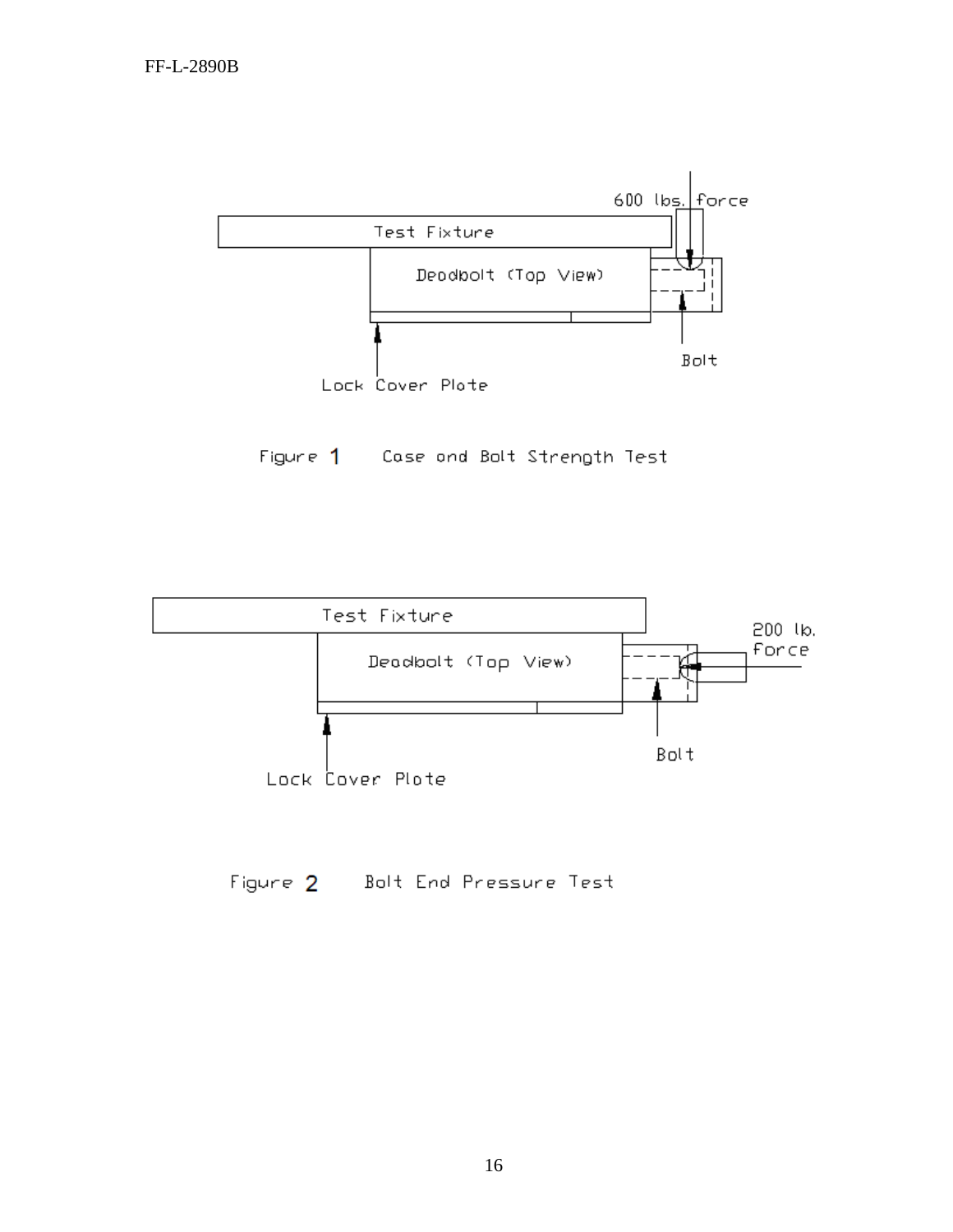Test Fixture

Deadbolt (Top View)

600 lbs. force

Bolt

Lock Cover Plate

Figure 1 Case and Bolt Strength Test

Test Fixture

Deadbolt (Top View)

200 lb. force

Bolt

Lock Cover Plate

Figure 2 Bolt End Pressure Test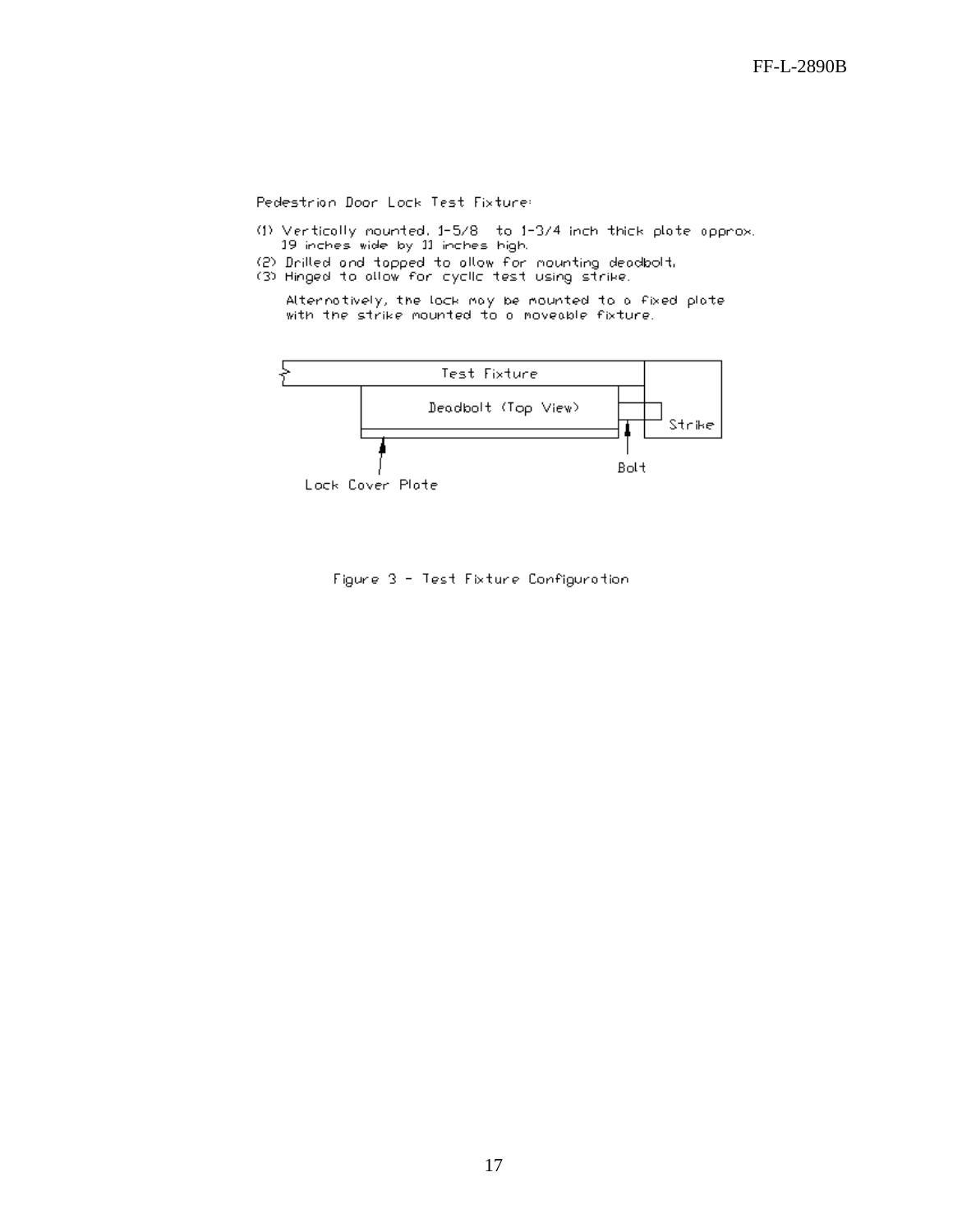Pedestrian Door Lock Test Fixture:

(1) Vertically mounted, 1-5/8 to 1-3/4 inch thick plate approx. 19 inches wide by 11 inches high.
(2) Drilled and tapped to allow for mounting deadbolt.
(3) Hinged to allow for cyclic test using strike.

Alternatively, the lock may be mounted to a fixed plate with the strike mounted to a moveable fixture.

Test Fixture

Deadbolt (Top View)

Strike

Bolt

Lock Cover Plate

Figure 3 - Test Fixture Configuration